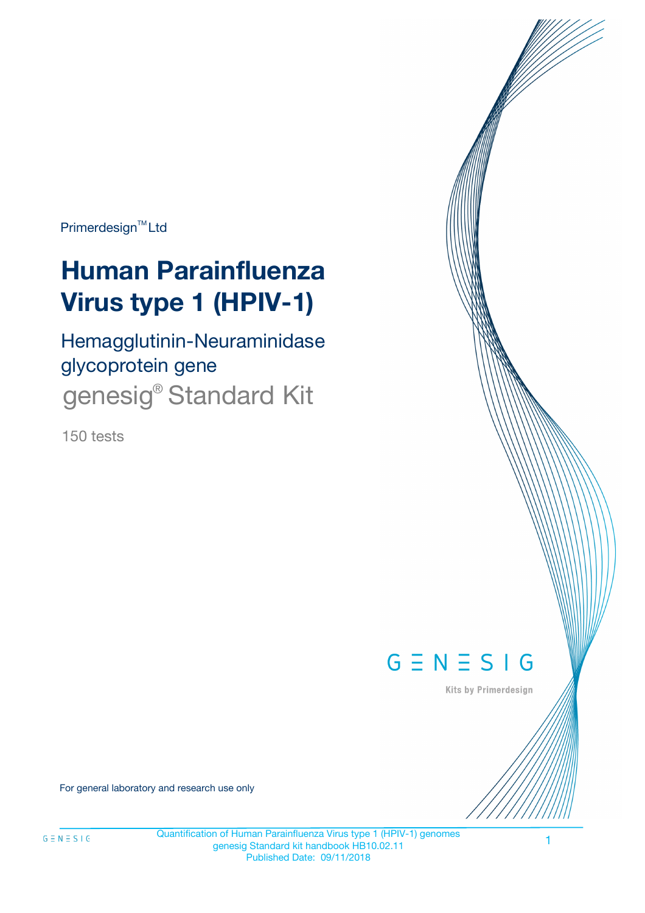Primerdesign™ Ltd

# Human Parainfluenza Virus type 1 (HPIV-1)

## Hemagglutinin-Neuraminidase glycoprotein gene

## genesig® Standard Kit

150 tests

GENESIG

Kits by Primerdesign

For general laboratory and research use only

Quantification of Human Parainfluenza Virus type 1 (HPIV-1) genomes
genesig Standard kit handbook HB10.02.11
Published Date: 09/11/2018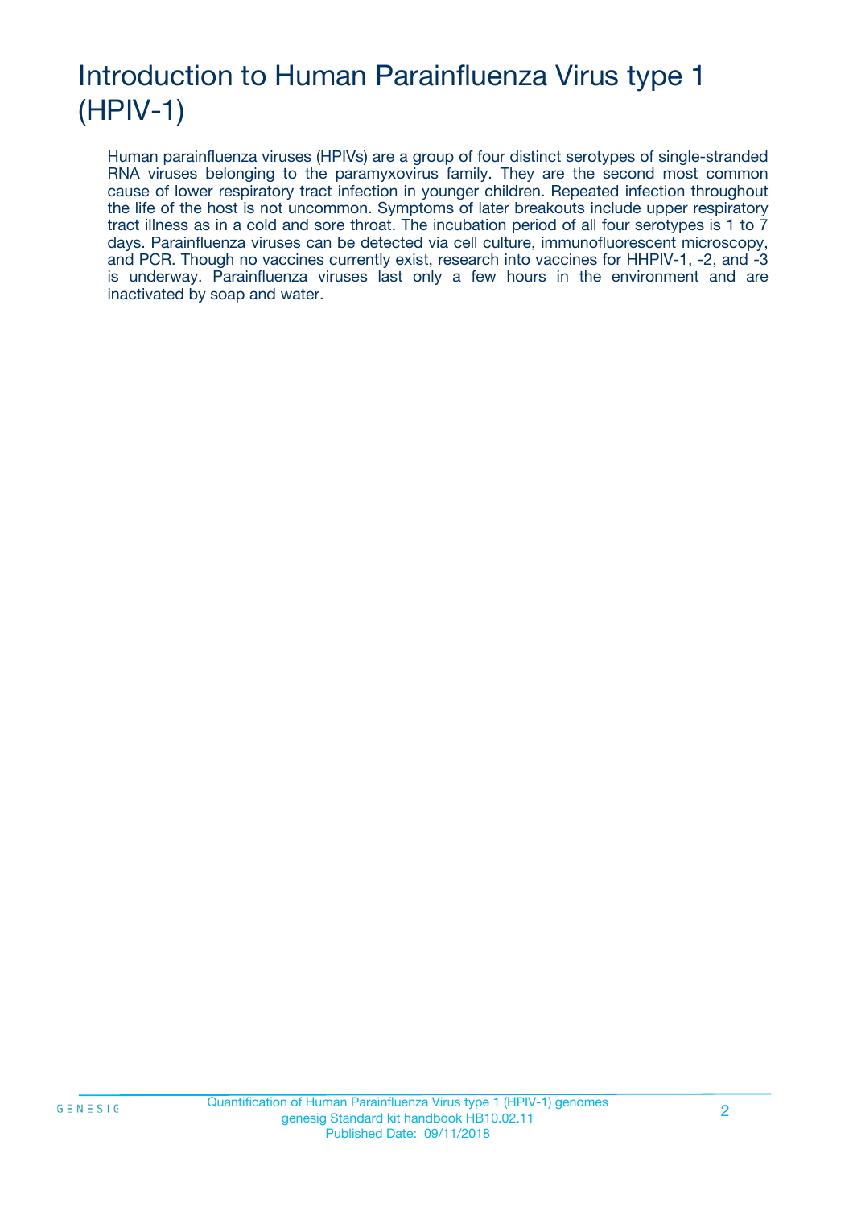# Introduction to Human Parainfluenza Virus type 1 (HPIV-1)

Human parainfluenza viruses (HPIVs) are a group of four distinct serotypes of single-stranded RNA viruses belonging to the paramyxovirus family. They are the second most common cause of lower respiratory tract infection in younger children. Repeated infection throughout the life of the host is not uncommon. Symptoms of later breakouts include upper respiratory tract illness as in a cold and sore throat. The incubation period of all four serotypes is 1 to 7 days. Parainfluenza viruses can be detected via cell culture, immunofluorescent microscopy, and PCR. Though no vaccines currently exist, research into vaccines for HHPIV-1, -2, and -3 is underway. Parainfluenza viruses last only a few hours in the environment and are inactivated by soap and water.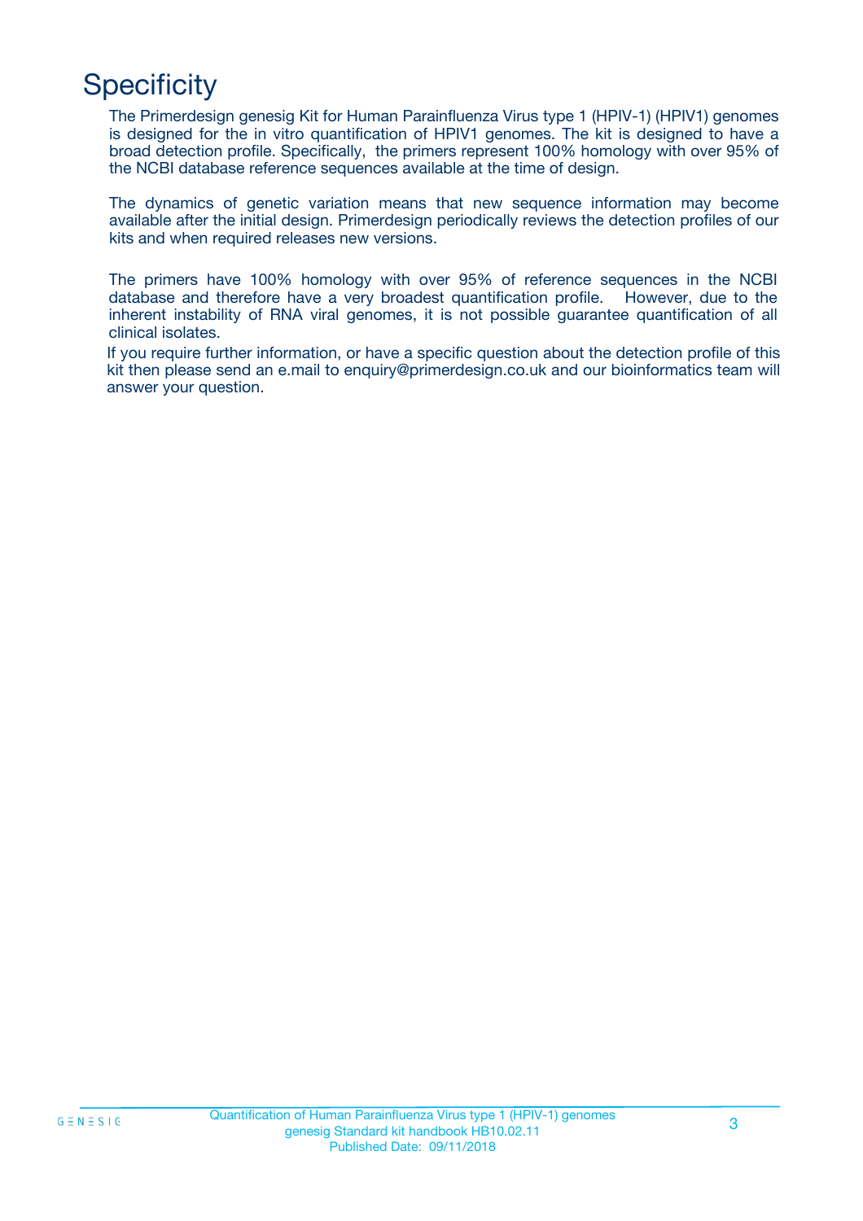# Specificity

The Primerdesign genesig Kit for Human Parainfluenza Virus type 1 (HPIV-1) (HPIV1) genomes is designed for the in vitro quantification of HPIV1 genomes. The kit is designed to have a broad detection profile. Specifically, the primers represent 100% homology with over 95% of the NCBI database reference sequences available at the time of design.

The dynamics of genetic variation means that new sequence information may become available after the initial design. Primerdesign periodically reviews the detection profiles of our kits and when required releases new versions.

The primers have 100% homology with over 95% of reference sequences in the NCBI database and therefore have a very broadest quantification profile. However, due to the inherent instability of RNA viral genomes, it is not possible guarantee quantification of all clinical isolates.

If you require further information, or have a specific question about the detection profile of this kit then please send an e.mail to enquiry@primerdesign.co.uk and our bioinformatics team will answer your question.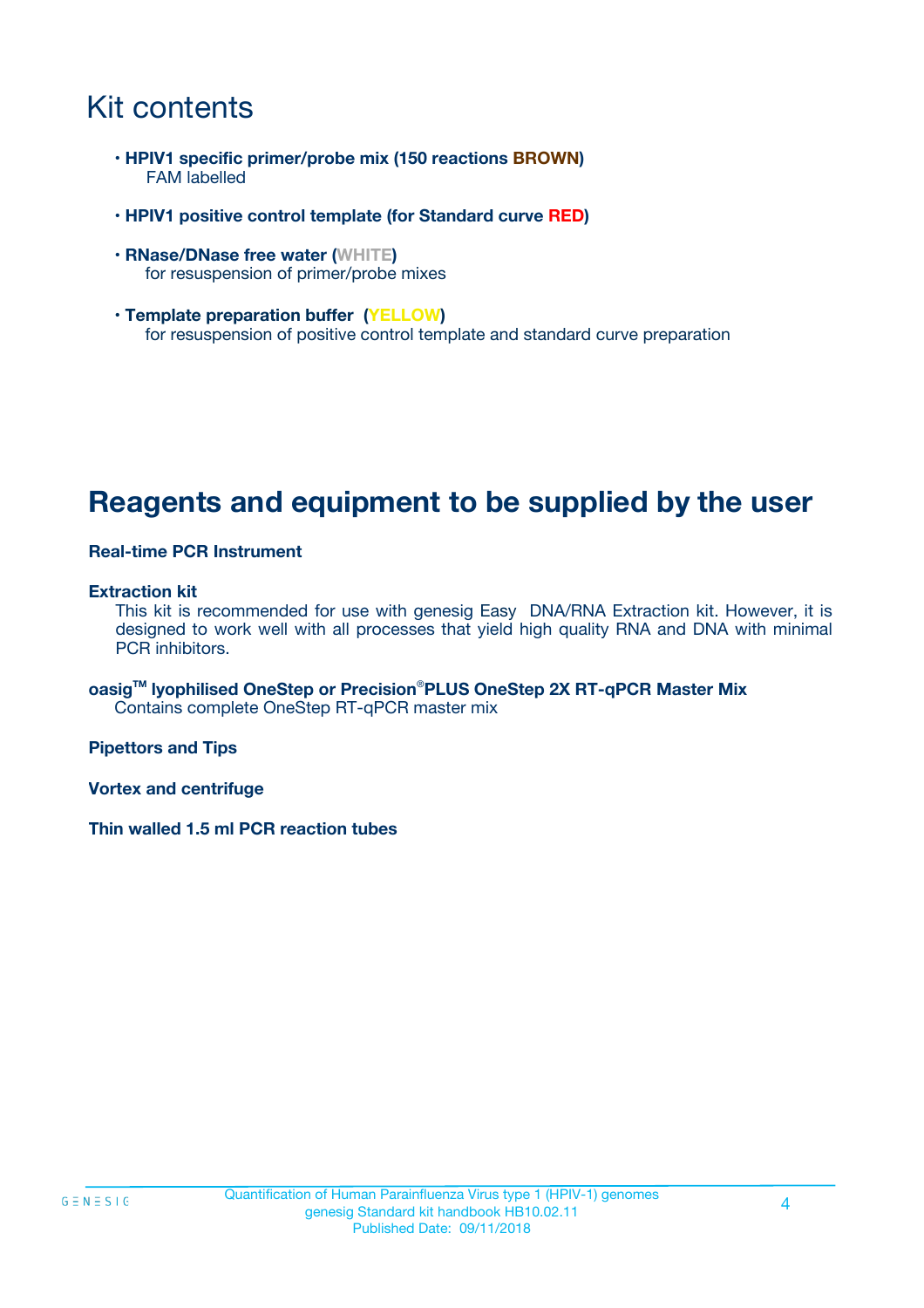# Kit contents

- **HPIV1 specific primer/probe mix (150 reactions BROWN)**
  FAM labelled

- **HPIV1 positive control template (for Standard curve RED)**

- **RNase/DNase free water (WHITE)**
  for resuspension of primer/probe mixes

- **Template preparation buffer (YELLOW)**
  for resuspension of positive control template and standard curve preparation

# Reagents and equipment to be supplied by the user

**Real-time PCR Instrument**

**Extraction kit**

This kit is recommended for use with genesig Easy DNA/RNA Extraction kit. However, it is designed to work well with all processes that yield high quality RNA and DNA with minimal PCR inhibitors.

**oasig™ lyophilised OneStep or Precision®PLUS OneStep 2X RT-qPCR Master Mix**

Contains complete OneStep RT-qPCR master mix

**Pipettors and Tips**

**Vortex and centrifuge**

**Thin walled 1.5 ml PCR reaction tubes**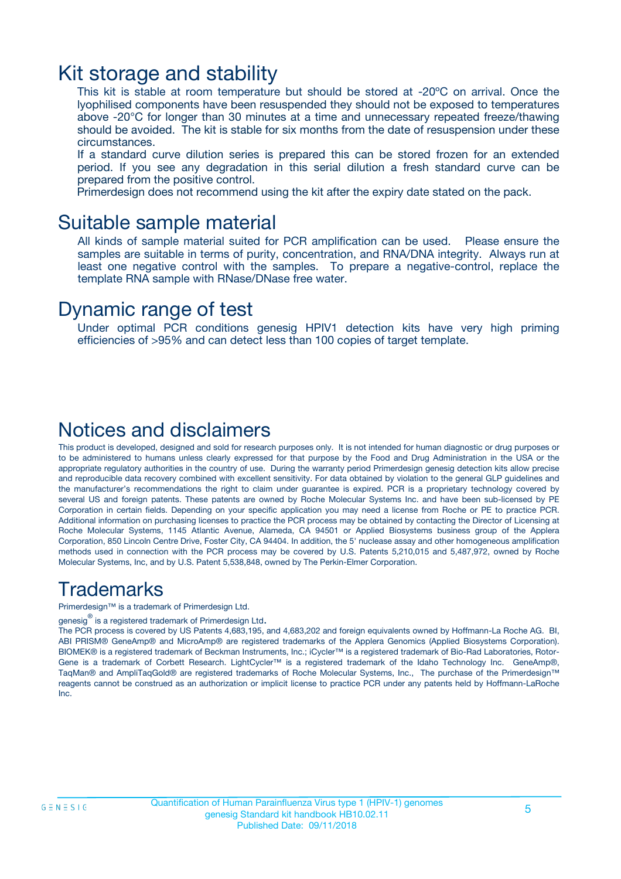# Kit storage and stability

This kit is stable at room temperature but should be stored at -20ºC on arrival. Once the lyophilised components have been resuspended they should not be exposed to temperatures above -20°C for longer than 30 minutes at a time and unnecessary repeated freeze/thawing should be avoided. The kit is stable for six months from the date of resuspension under these circumstances.

If a standard curve dilution series is prepared this can be stored frozen for an extended period. If you see any degradation in this serial dilution a fresh standard curve can be prepared from the positive control.

Primerdesign does not recommend using the kit after the expiry date stated on the pack.

# Suitable sample material

All kinds of sample material suited for PCR amplification can be used. Please ensure the samples are suitable in terms of purity, concentration, and RNA/DNA integrity. Always run at least one negative control with the samples. To prepare a negative-control, replace the template RNA sample with RNase/DNase free water.

# Dynamic range of test

Under optimal PCR conditions genesig HPIV1 detection kits have very high priming efficiencies of >95% and can detect less than 100 copies of target template.

# Notices and disclaimers

This product is developed, designed and sold for research purposes only. It is not intended for human diagnostic or drug purposes or to be administered to humans unless clearly expressed for that purpose by the Food and Drug Administration in the USA or the appropriate regulatory authorities in the country of use. During the warranty period Primerdesign genesig detection kits allow precise and reproducible data recovery combined with excellent sensitivity. For data obtained by violation to the general GLP guidelines and the manufacturer's recommendations the right to claim under guarantee is expired. PCR is a proprietary technology covered by several US and foreign patents. These patents are owned by Roche Molecular Systems Inc. and have been sub-licensed by PE Corporation in certain fields. Depending on your specific application you may need a license from Roche or PE to practice PCR. Additional information on purchasing licenses to practice the PCR process may be obtained by contacting the Director of Licensing at Roche Molecular Systems, 1145 Atlantic Avenue, Alameda, CA 94501 or Applied Biosystems business group of the Applera Corporation, 850 Lincoln Centre Drive, Foster City, CA 94404. In addition, the 5' nuclease assay and other homogeneous amplification methods used in connection with the PCR process may be covered by U.S. Patents 5,210,015 and 5,487,972, owned by Roche Molecular Systems, Inc, and by U.S. Patent 5,538,848, owned by The Perkin-Elmer Corporation.

# Trademarks

Primerdesign™ is a trademark of Primerdesign Ltd.

genesig® is a registered trademark of Primerdesign Ltd.

The PCR process is covered by US Patents 4,683,195, and 4,683,202 and foreign equivalents owned by Hoffmann-La Roche AG. BI, ABI PRISM® GeneAmp® and MicroAmp® are registered trademarks of the Applera Genomics (Applied Biosystems Corporation). BIOMEK® is a registered trademark of Beckman Instruments, Inc.; iCycler™ is a registered trademark of Bio-Rad Laboratories, Rotor-Gene is a trademark of Corbett Research. LightCycler™ is a registered trademark of the Idaho Technology Inc. GeneAmp®, TaqMan® and AmpliTaqGold® are registered trademarks of Roche Molecular Systems, Inc., The purchase of the Primerdesign™ reagents cannot be construed as an authorization or implicit license to practice PCR under any patents held by Hoffmann-LaRoche Inc.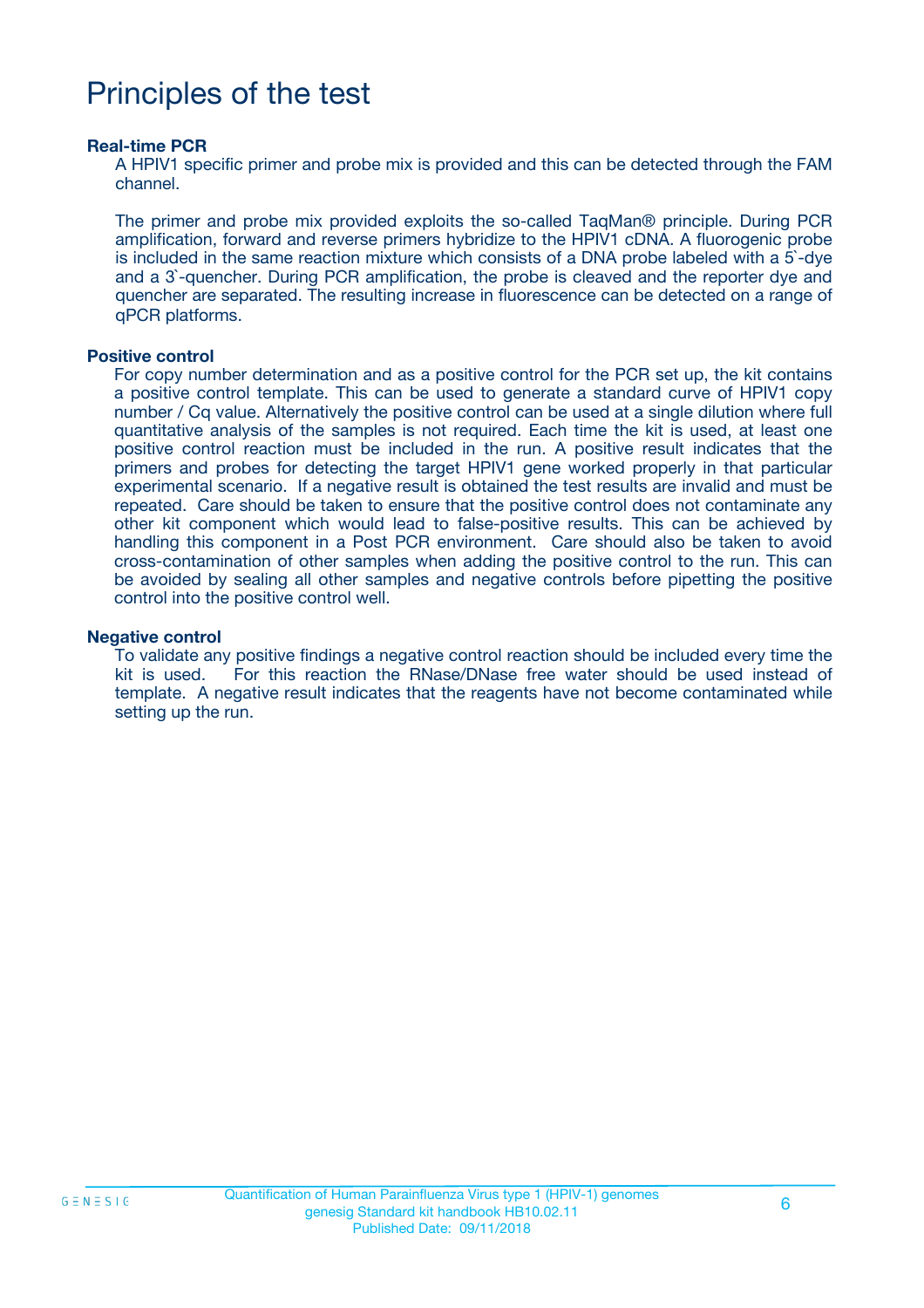# Principles of the test

### Real-time PCR

A HPIV1 specific primer and probe mix is provided and this can be detected through the FAM channel.

The primer and probe mix provided exploits the so-called TaqMan® principle. During PCR amplification, forward and reverse primers hybridize to the HPIV1 cDNA. A fluorogenic probe is included in the same reaction mixture which consists of a DNA probe labeled with a 5`-dye and a 3`-quencher. During PCR amplification, the probe is cleaved and the reporter dye and quencher are separated. The resulting increase in fluorescence can be detected on a range of qPCR platforms.

### Positive control

For copy number determination and as a positive control for the PCR set up, the kit contains a positive control template. This can be used to generate a standard curve of HPIV1 copy number / Cq value. Alternatively the positive control can be used at a single dilution where full quantitative analysis of the samples is not required. Each time the kit is used, at least one positive control reaction must be included in the run. A positive result indicates that the primers and probes for detecting the target HPIV1 gene worked properly in that particular experimental scenario. If a negative result is obtained the test results are invalid and must be repeated. Care should be taken to ensure that the positive control does not contaminate any other kit component which would lead to false-positive results. This can be achieved by handling this component in a Post PCR environment. Care should also be taken to avoid cross-contamination of other samples when adding the positive control to the run. This can be avoided by sealing all other samples and negative controls before pipetting the positive control into the positive control well.

### Negative control

To validate any positive findings a negative control reaction should be included every time the kit is used. For this reaction the RNase/DNase free water should be used instead of template. A negative result indicates that the reagents have not become contaminated while setting up the run.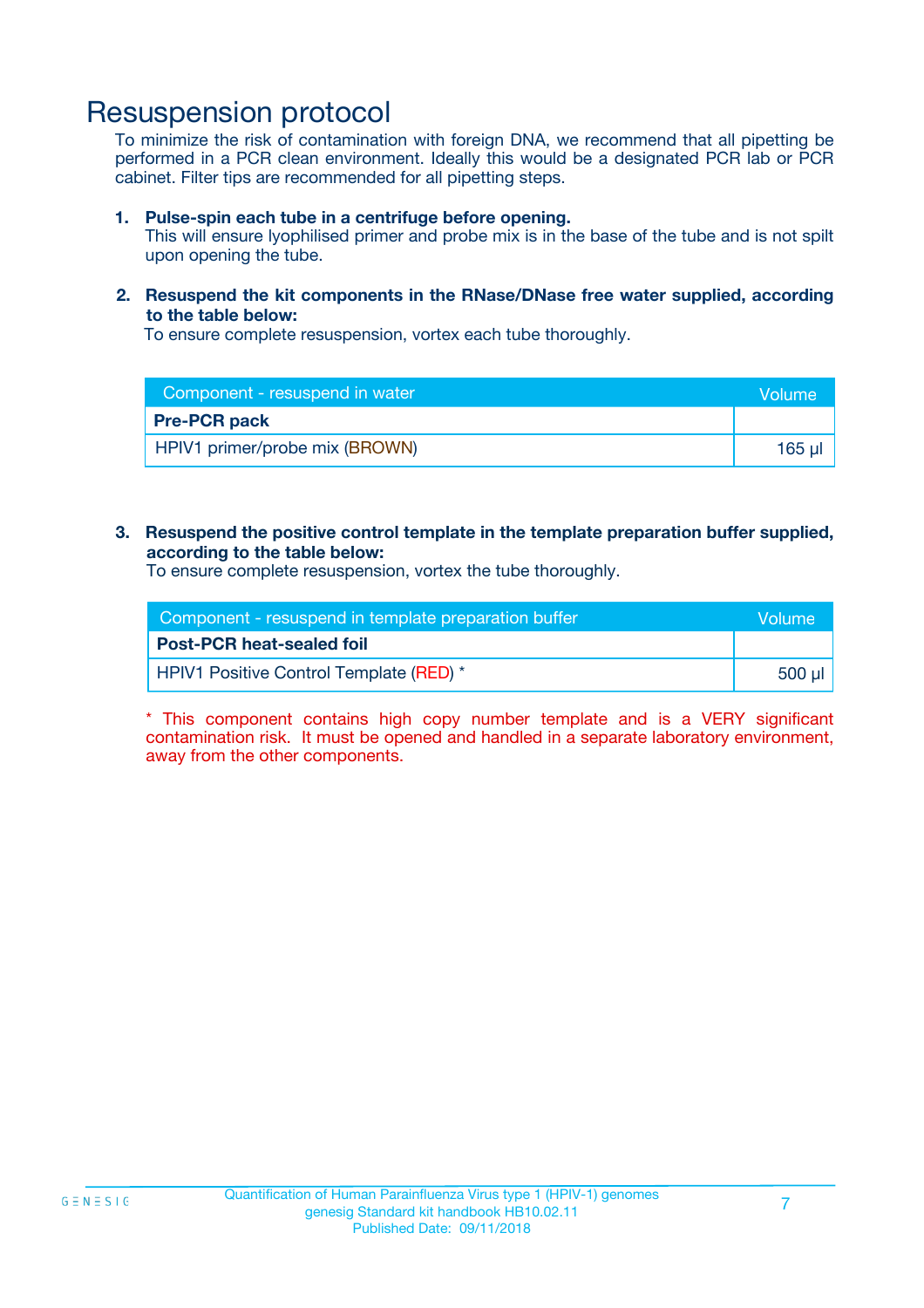# Resuspension protocol

To minimize the risk of contamination with foreign DNA, we recommend that all pipetting be performed in a PCR clean environment. Ideally this would be a designated PCR lab or PCR cabinet. Filter tips are recommended for all pipetting steps.

1. **Pulse-spin each tube in a centrifuge before opening.**
   This will ensure lyophilised primer and probe mix is in the base of the tube and is not spilt upon opening the tube.

2. **Resuspend the kit components in the RNase/DNase free water supplied, according to the table below:**
   To ensure complete resuspension, vortex each tube thoroughly.

| Component - resuspend in water | Volume |
| --- | --- |
| **Pre-PCR pack** | |
| HPIV1 primer/probe mix (BROWN) | 165 µl |

3. **Resuspend the positive control template in the template preparation buffer supplied, according to the table below:**
   To ensure complete resuspension, vortex the tube thoroughly.

| Component - resuspend in template preparation buffer | Volume |
| --- | --- |
| **Post-PCR heat-sealed foil** | |
| HPIV1 Positive Control Template (RED) * | 500 µl |

* This component contains high copy number template and is a VERY significant contamination risk. It must be opened and handled in a separate laboratory environment, away from the other components.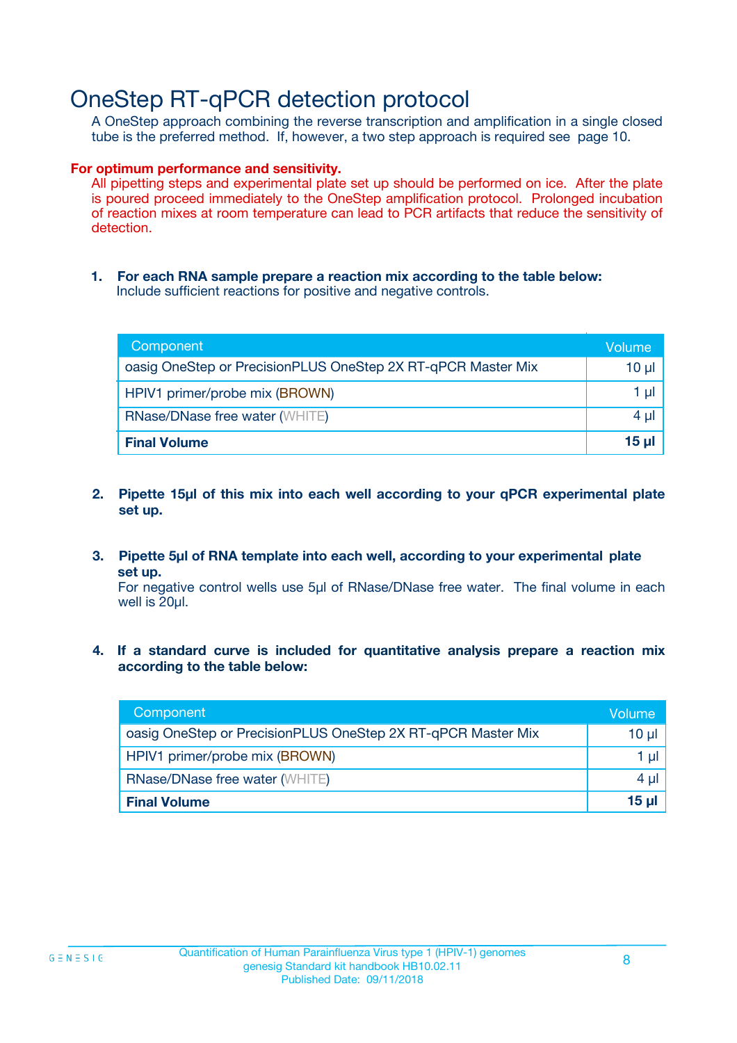# OneStep RT-qPCR detection protocol

A OneStep approach combining the reverse transcription and amplification in a single closed tube is the preferred method. If, however, a two step approach is required see page 10.

**For optimum performance and sensitivity.**

All pipetting steps and experimental plate set up should be performed on ice. After the plate is poured proceed immediately to the OneStep amplification protocol. Prolonged incubation of reaction mixes at room temperature can lead to PCR artifacts that reduce the sensitivity of detection.

1. **For each RNA sample prepare a reaction mix according to the table below:**
   Include sufficient reactions for positive and negative controls.

| Component | Volume |
|---|---|
| oasig OneStep or PrecisionPLUS OneStep 2X RT-qPCR Master Mix | 10 µl |
| HPIV1 primer/probe mix (BROWN) | 1 µl |
| RNase/DNase free water (WHITE) | 4 µl |
| **Final Volume** | **15 µl** |

2. **Pipette 15µl of this mix into each well according to your qPCR experimental plate set up.**

3. **Pipette 5µl of RNA template into each well, according to your experimental plate set up.**
   For negative control wells use 5µl of RNase/DNase free water. The final volume in each well is 20µl.

4. **If a standard curve is included for quantitative analysis prepare a reaction mix according to the table below:**

| Component | Volume |
|---|---|
| oasig OneStep or PrecisionPLUS OneStep 2X RT-qPCR Master Mix | 10 µl |
| HPIV1 primer/probe mix (BROWN) | 1 µl |
| RNase/DNase free water (WHITE) | 4 µl |
| **Final Volume** | **15 µl** |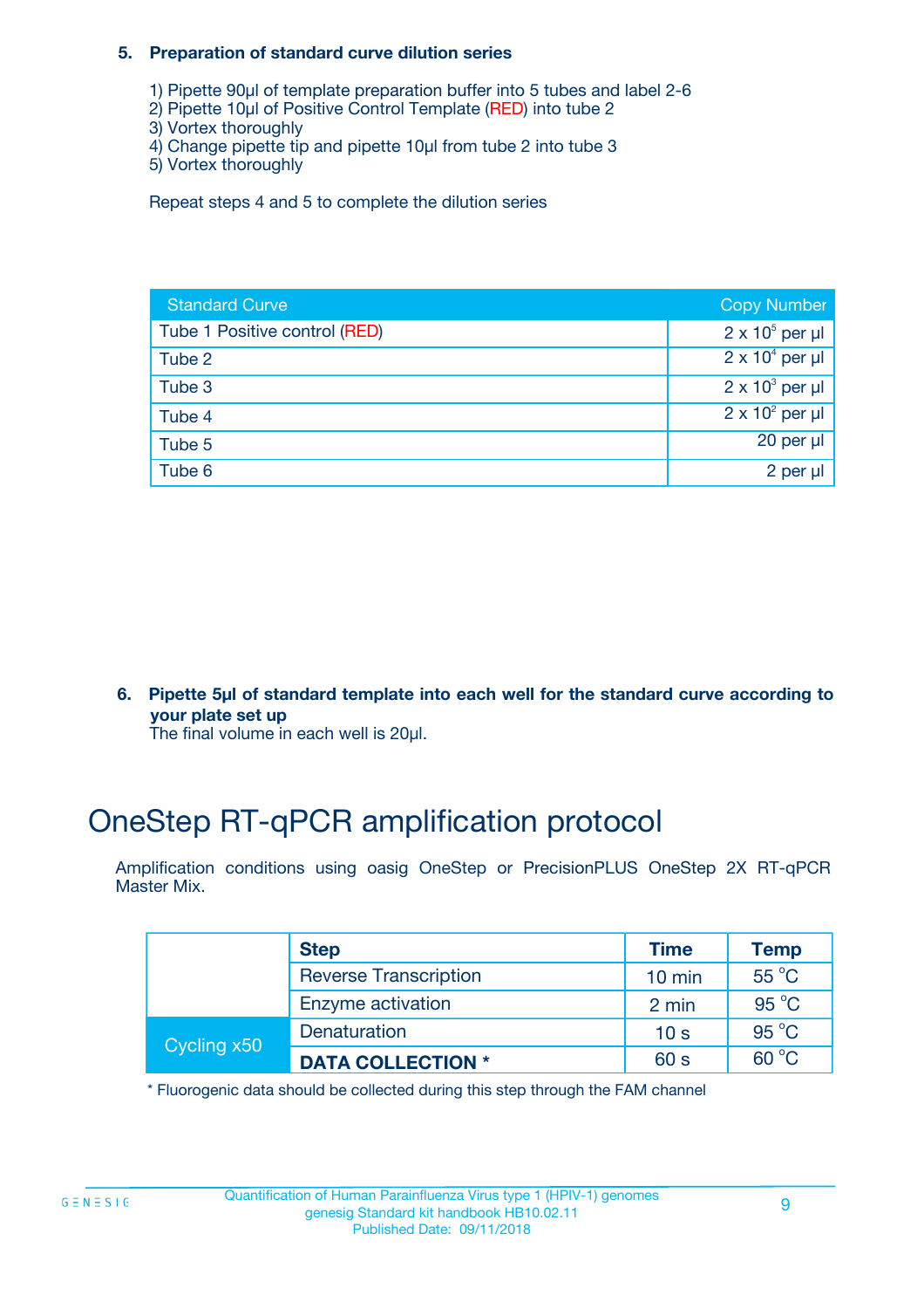**5. Preparation of standard curve dilution series**

1) Pipette 90µl of template preparation buffer into 5 tubes and label 2-6
2) Pipette 10µl of Positive Control Template (RED) into tube 2
3) Vortex thoroughly
4) Change pipette tip and pipette 10µl from tube 2 into tube 3
5) Vortex thoroughly

Repeat steps 4 and 5 to complete the dilution series

| Standard Curve | Copy Number |
|---|---|
| Tube 1 Positive control (RED) | $2 \times 10^5$ per µl |
| Tube 2 | $2 \times 10^4$ per µl |
| Tube 3 | $2 \times 10^3$ per µl |
| Tube 4 | $2 \times 10^2$ per µl |
| Tube 5 | 20 per µl |
| Tube 6 | 2 per µl |

**6. Pipette 5µl of standard template into each well for the standard curve according to your plate set up**
The final volume in each well is 20µl.

# OneStep RT-qPCR amplification protocol

Amplification conditions using oasig OneStep or PrecisionPLUS OneStep 2X RT-qPCR Master Mix.

| | Step | Time | Temp |
|---|---|---|---|
| | Reverse Transcription | 10 min | 55 °C |
| | Enzyme activation | 2 min | 95 °C |
| Cycling x50 | Denaturation | 10 s | 95 °C |
| | **DATA COLLECTION *** | 60 s | 60 °C |

* Fluorogenic data should be collected during this step through the FAM channel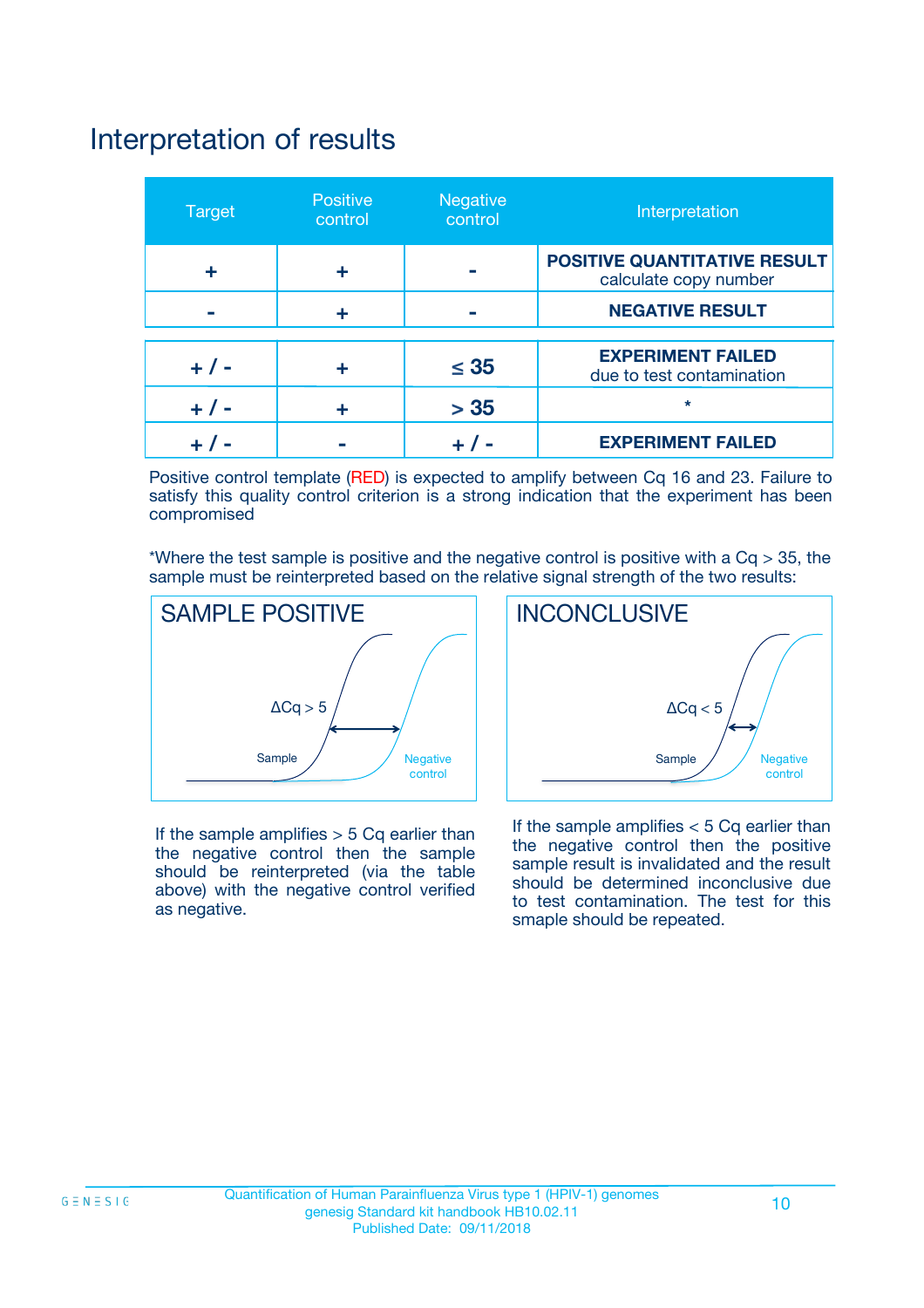# Interpretation of results

| Target | Positive control | Negative control | Interpretation |
|---|---|---|---|
| + | + | - | **POSITIVE QUANTITATIVE RESULT** calculate copy number |
| - | + | - | **NEGATIVE RESULT** |
| + / - | + | ≤ 35 | **EXPERIMENT FAILED** due to test contamination |
| + / - | + | > 35 | * |
| + / - | - | + / - | **EXPERIMENT FAILED** |

Positive control template (RED) is expected to amplify between Cq 16 and 23. Failure to satisfy this quality control criterion is a strong indication that the experiment has been compromised

*Where the test sample is positive and the negative control is positive with a Cq > 35, the sample must be reinterpreted based on the relative signal strength of the two results:

SAMPLE POSITIVE

ΔCq > 5

Sample

Negative control

INCONCLUSIVE

ΔCq < 5

Sample

Negative control

If the sample amplifies > 5 Cq earlier than the negative control then the sample should be reinterpreted (via the table above) with the negative control verified as negative.

If the sample amplifies < 5 Cq earlier than the negative control then the positive sample result is invalidated and the result should be determined inconclusive due to test contamination. The test for this smaple should be repeated.